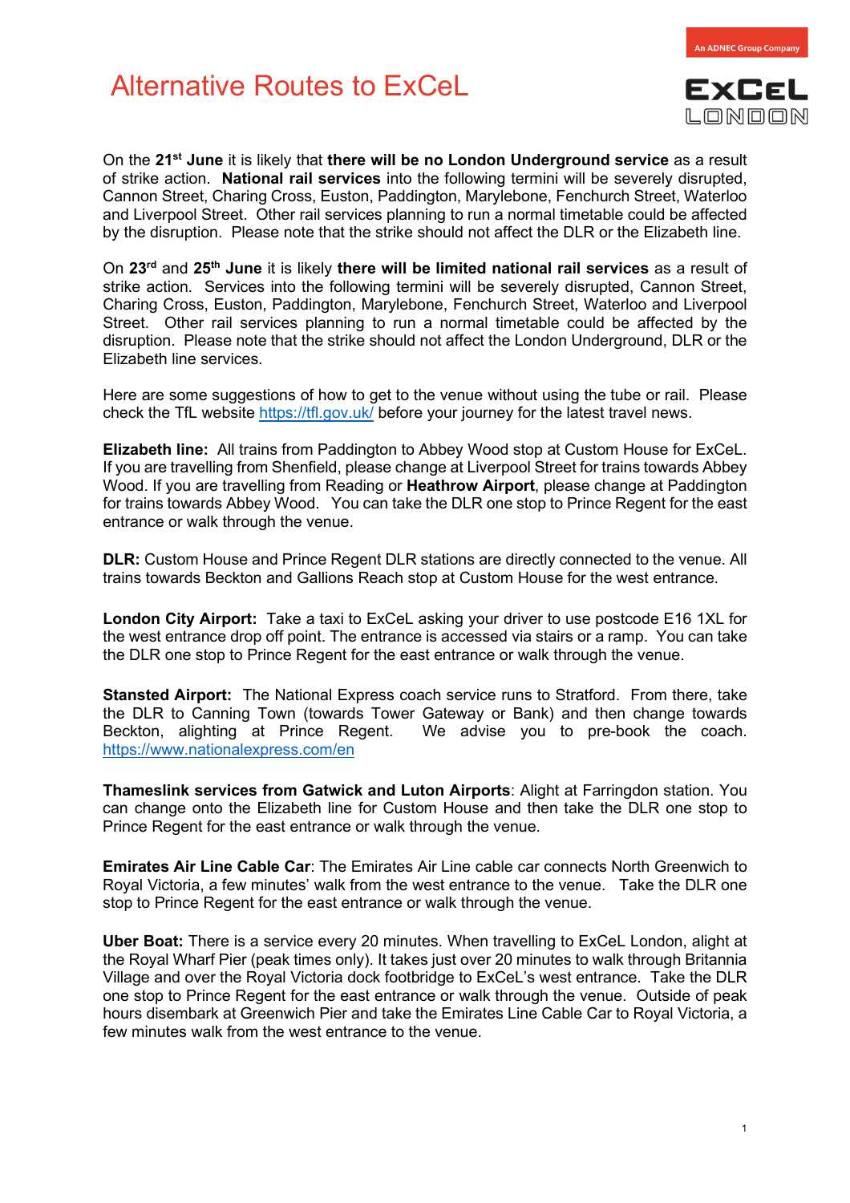# Alternative Routes to ExCeL

On the 21st June it is likely that **there will be no London Underground service** as a result of strike action. **National rail services** into the following termini will be severely disrupted, Cannon Street, Charing Cross, Euston, Paddington, Marylebone, Fenchurch Street, Waterloo and Liverpool Street. Other rail services planning to run a normal timetable could be affected by the disruption. Please note that the strike should not affect the DLR or the Elizabeth line.

On **23rd** and **25th June** it is likely **there will be limited national rail services** as a result of strike action. Services into the following termini will be severely disrupted, Cannon Street, Charing Cross, Euston, Paddington, Marylebone, Fenchurch Street, Waterloo and Liverpool Street. Other rail services planning to run a normal timetable could be affected by the disruption. Please note that the strike should not affect the London Underground, DLR or the Elizabeth line services.

Here are some suggestions of how to get to the venue without using the tube or rail. Please check the TfL website https://tfl.gov.uk/ before your journey for the latest travel news.

**Elizabeth line:** All trains from Paddington to Abbey Wood stop at Custom House for ExCeL. If you are travelling from Shenfield, please change at Liverpool Street for trains towards Abbey Wood. If you are travelling from Reading or **Heathrow Airport**, please change at Paddington for trains towards Abbey Wood. You can take the DLR one stop to Prince Regent for the east entrance or walk through the venue.

**DLR:** Custom House and Prince Regent DLR stations are directly connected to the venue. All trains towards Beckton and Gallions Reach stop at Custom House for the west entrance.

**London City Airport:** Take a taxi to ExCeL asking your driver to use postcode E16 1XL for the west entrance drop off point. The entrance is accessed via stairs or a ramp. You can take the DLR one stop to Prince Regent for the east entrance or walk through the venue.

**Stansted Airport:** The National Express coach service runs to Stratford. From there, take the DLR to Canning Town (towards Tower Gateway or Bank) and then change towards Beckton, alighting at Prince Regent. We advise you to pre-book the coach. https://www.nationalexpress.com/en

**Thameslink services from Gatwick and Luton Airports**: Alight at Farringdon station. You can change onto the Elizabeth line for Custom House and then take the DLR one stop to Prince Regent for the east entrance or walk through the venue.

**Emirates Air Line Cable Car**: The Emirates Air Line cable car connects North Greenwich to Royal Victoria, a few minutes' walk from the west entrance to the venue. Take the DLR one stop to Prince Regent for the east entrance or walk through the venue.

**Uber Boat:** There is a service every 20 minutes. When travelling to ExCeL London, alight at the Royal Wharf Pier (peak times only). It takes just over 20 minutes to walk through Britannia Village and over the Royal Victoria dock footbridge to ExCeL's west entrance. Take the DLR one stop to Prince Regent for the east entrance or walk through the venue. Outside of peak hours disembark at Greenwich Pier and take the Emirates Line Cable Car to Royal Victoria, a few minutes walk from the west entrance to the venue.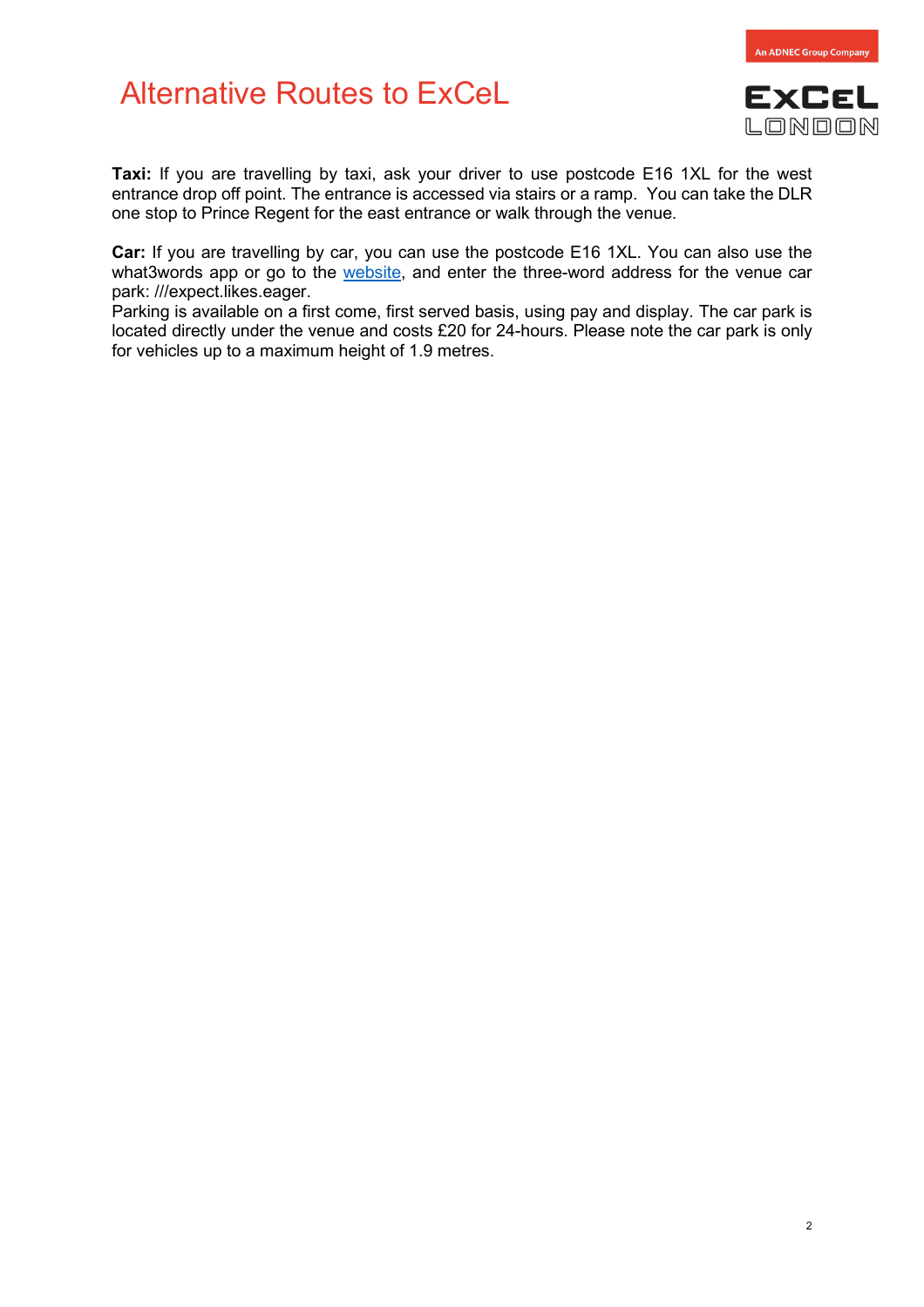# Alternative Routes to ExCeL

**Taxi:** If you are travelling by taxi, ask your driver to use postcode E16 1XL for the west entrance drop off point. The entrance is accessed via stairs or a ramp. You can take the DLR one stop to Prince Regent for the east entrance or walk through the venue.

**Car:** If you are travelling by car, you can use the postcode E16 1XL. You can also use the what3words app or go to the website, and enter the three-word address for the venue car park: ///expect.likes.eager.

Parking is available on a first come, first served basis, using pay and display. The car park is located directly under the venue and costs £20 for 24-hours. Please note the car park is only for vehicles up to a maximum height of 1.9 metres.